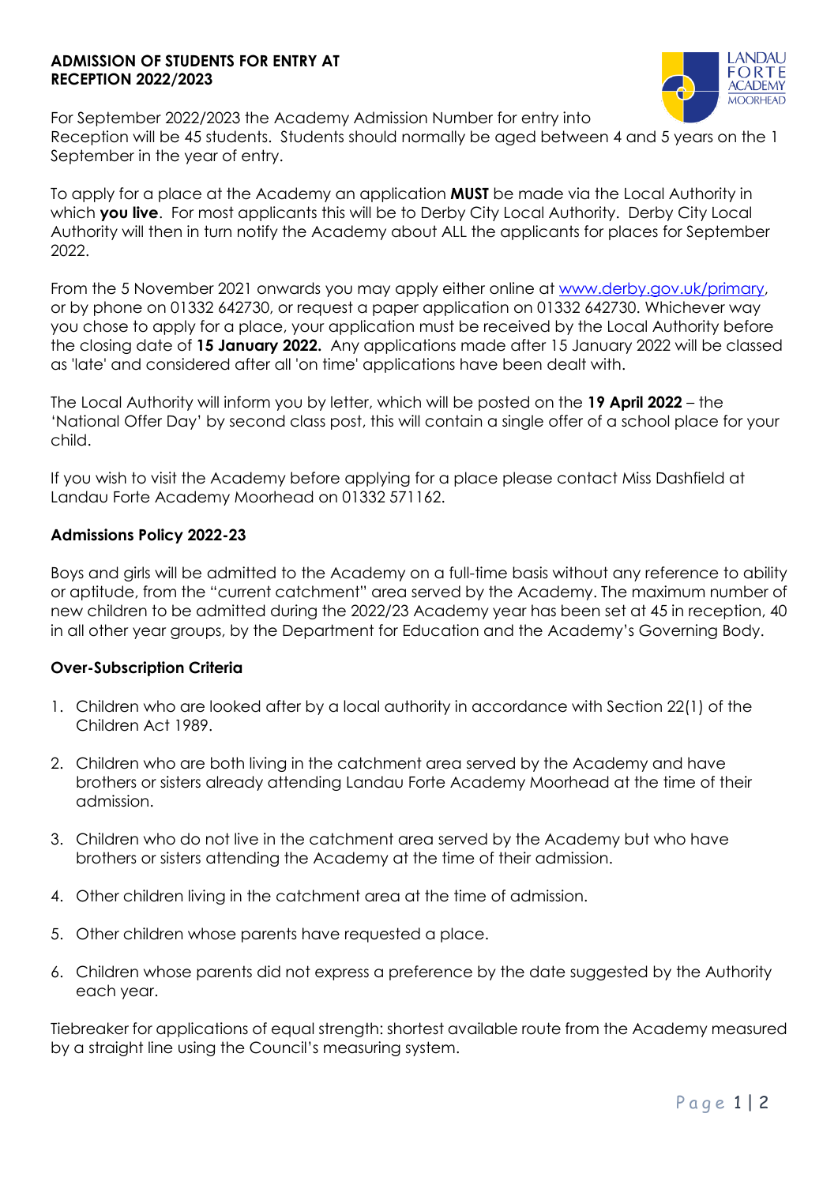**ADMISSION OF STUDENTS FOR ENTRY AT RECEPTION 2022/2023**

For September 2022/2023 the Academy Admission Number for entry into Reception will be 45 students. Students should normally be aged between 4 and 5 years on the 1 September in the year of entry.

To apply for a place at the Academy an application **MUST** be made via the Local Authority in which **you live**. For most applicants this will be to Derby City Local Authority. Derby City Local Authority will then in turn notify the Academy about ALL the applicants for places for September 2022.

From the 5 November 2021 onwards you may apply either online at [www.derby.gov.uk/primary](www.derby.gov.uk/primary), or by phone on 01332 642730, or request a paper application on 01332 642730. Whichever way you chose to apply for a place, your application must be received by the Local Authority before the closing date of **15 January 2022.** Any applications made after 15 January 2022 will be classed as 'late' and considered after all 'on time' applications have been dealt with.

The Local Authority will inform you by letter, which will be posted on the **19 April 2022** – the 'National Offer Day' by second class post, this will contain a single offer of a school place for your child.

If you wish to visit the Academy before applying for a place please contact Miss Dashfield at Landau Forte Academy Moorhead on 01332 571162.

**Admissions Policy 2022-23**

Boys and girls will be admitted to the Academy on a full-time basis without any reference to ability or aptitude, from the "current catchment" area served by the Academy. The maximum number of new children to be admitted during the 2022/23 Academy year has been set at 45 in reception, 40 in all other year groups, by the Department for Education and the Academy's Governing Body.

**Over-Subscription Criteria**

1. Children who are looked after by a local authority in accordance with Section 22(1) of the Children Act 1989.
2. Children who are both living in the catchment area served by the Academy and have brothers or sisters already attending Landau Forte Academy Moorhead at the time of their admission.
3. Children who do not live in the catchment area served by the Academy but who have brothers or sisters attending the Academy at the time of their admission.
4. Other children living in the catchment area at the time of admission.
5. Other children whose parents have requested a place.
6. Children whose parents did not express a preference by the date suggested by the Authority each year.

Tiebreaker for applications of equal strength: shortest available route from the Academy measured by a straight line using the Council's measuring system.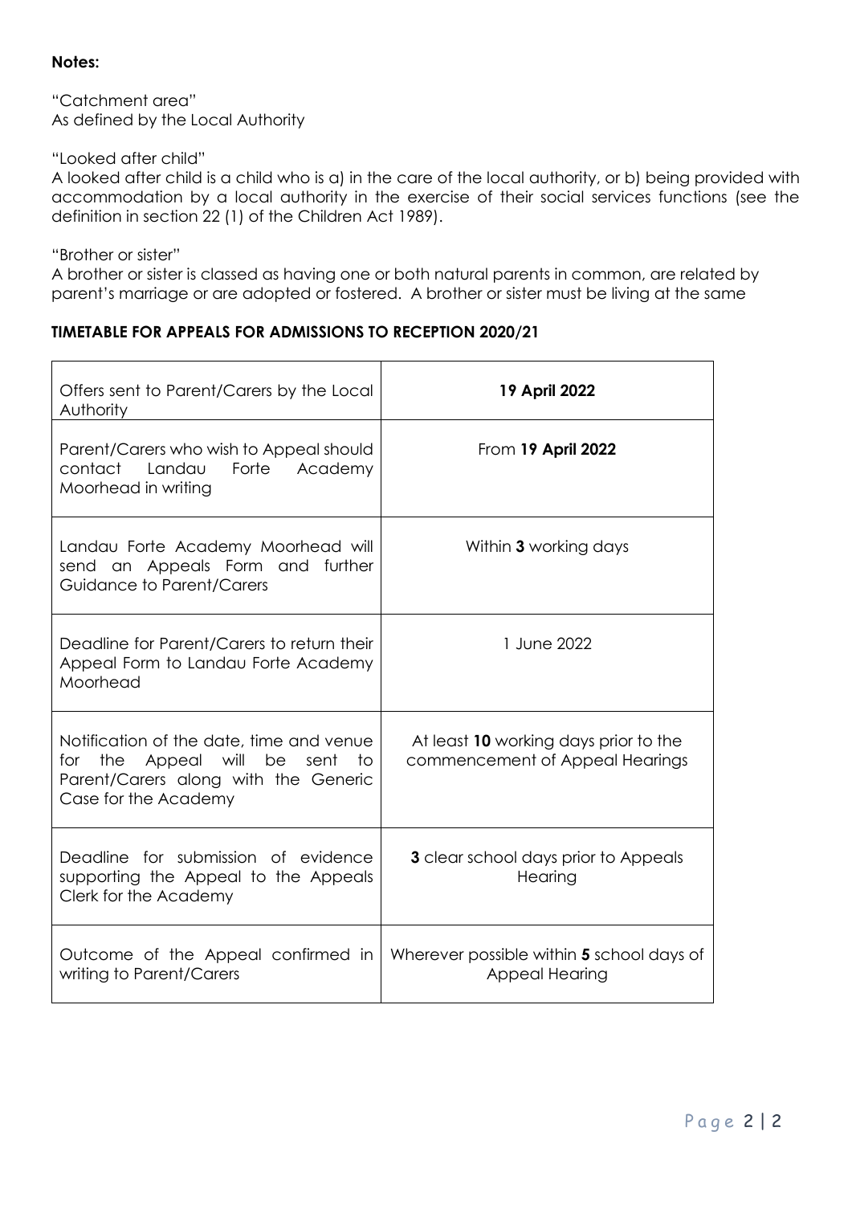**Notes:**

"Catchment area"
As defined by the Local Authority

"Looked after child"
A looked after child is a child who is a) in the care of the local authority, or b) being provided with accommodation by a local authority in the exercise of their social services functions (see the definition in section 22 (1) of the Children Act 1989).

"Brother or sister"
A brother or sister is classed as having one or both natural parents in common, are related by parent's marriage or are adopted or fostered. A brother or sister must be living at the same

**TIMETABLE FOR APPEALS FOR ADMISSIONS TO RECEPTION 2020/21**

| | |
|---|---|
| Offers sent to Parent/Carers by the Local Authority | **19 April 2022** |
| Parent/Carers who wish to Appeal should contact Landau Forte Academy Moorhead in writing | From **19 April 2022** |
| Landau Forte Academy Moorhead will send an Appeals Form and further Guidance to Parent/Carers | Within **3** working days |
| Deadline for Parent/Carers to return their Appeal Form to Landau Forte Academy Moorhead | 1 June 2022 |
| Notification of the date, time and venue for the Appeal will be sent to Parent/Carers along with the Generic Case for the Academy | At least **10** working days prior to the commencement of Appeal Hearings |
| Deadline for submission of evidence supporting the Appeal to the Appeals Clerk for the Academy | **3** clear school days prior to Appeals Hearing |
| Outcome of the Appeal confirmed in writing to Parent/Carers | Wherever possible within **5** school days of Appeal Hearing |